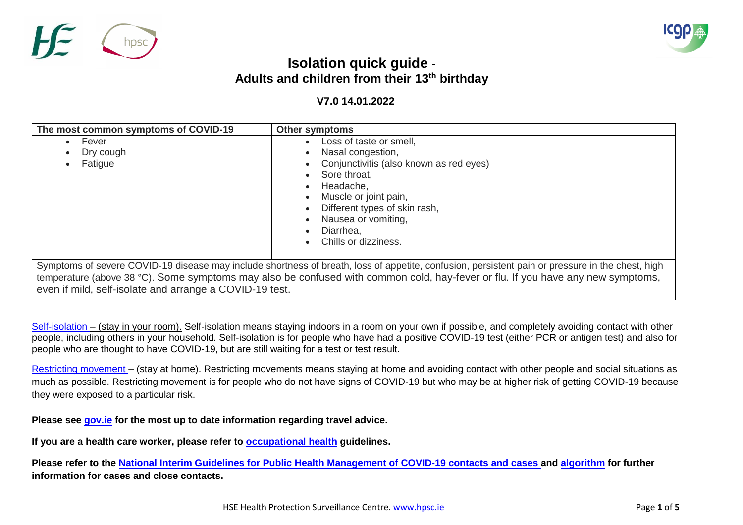# Isolation quick guide - Adults and children from their 13th birthday

**V7.0 14.01.2022**

| The most common symptoms of COVID-19 | Other symptoms |
| --- | --- |
| • Fever<br>• Dry cough<br>• Fatigue | • Loss of taste or smell,<br>• Nasal congestion,<br>• Conjunctivitis (also known as red eyes)<br>• Sore throat,<br>• Headache,<br>• Muscle or joint pain,<br>• Different types of skin rash,<br>• Nausea or vomiting,<br>• Diarrhea,<br>• Chills or dizziness. |
| Symptoms of severe COVID-19 disease may include shortness of breath, loss of appetite, confusion, persistent pain or pressure in the chest, high temperature (above 38 °C). Some symptoms may also be confused with common cold, hay-fever or flu. If you have any new symptoms, even if mild, self-isolate and arrange a COVID-19 test. | |

Self-isolation – (stay in your room). Self-isolation means staying indoors in a room on your own if possible, and completely avoiding contact with other people, including others in your household. Self-isolation is for people who have had a positive COVID-19 test (either PCR or antigen test) and also for people who are thought to have COVID-19, but are still waiting for a test or test result.

Restricting movement – (stay at home). Restricting movements means staying at home and avoiding contact with other people and social situations as much as possible. Restricting movement is for people who do not have signs of COVID-19 but who may be at higher risk of getting COVID-19 because they were exposed to a particular risk.

**Please see gov.ie for the most up to date information regarding travel advice.**

**If you are a health care worker, please refer to occupational health guidelines.**

**Please refer to the National Interim Guidelines for Public Health Management of COVID-19 contacts and cases and algorithm for further information for cases and close contacts.**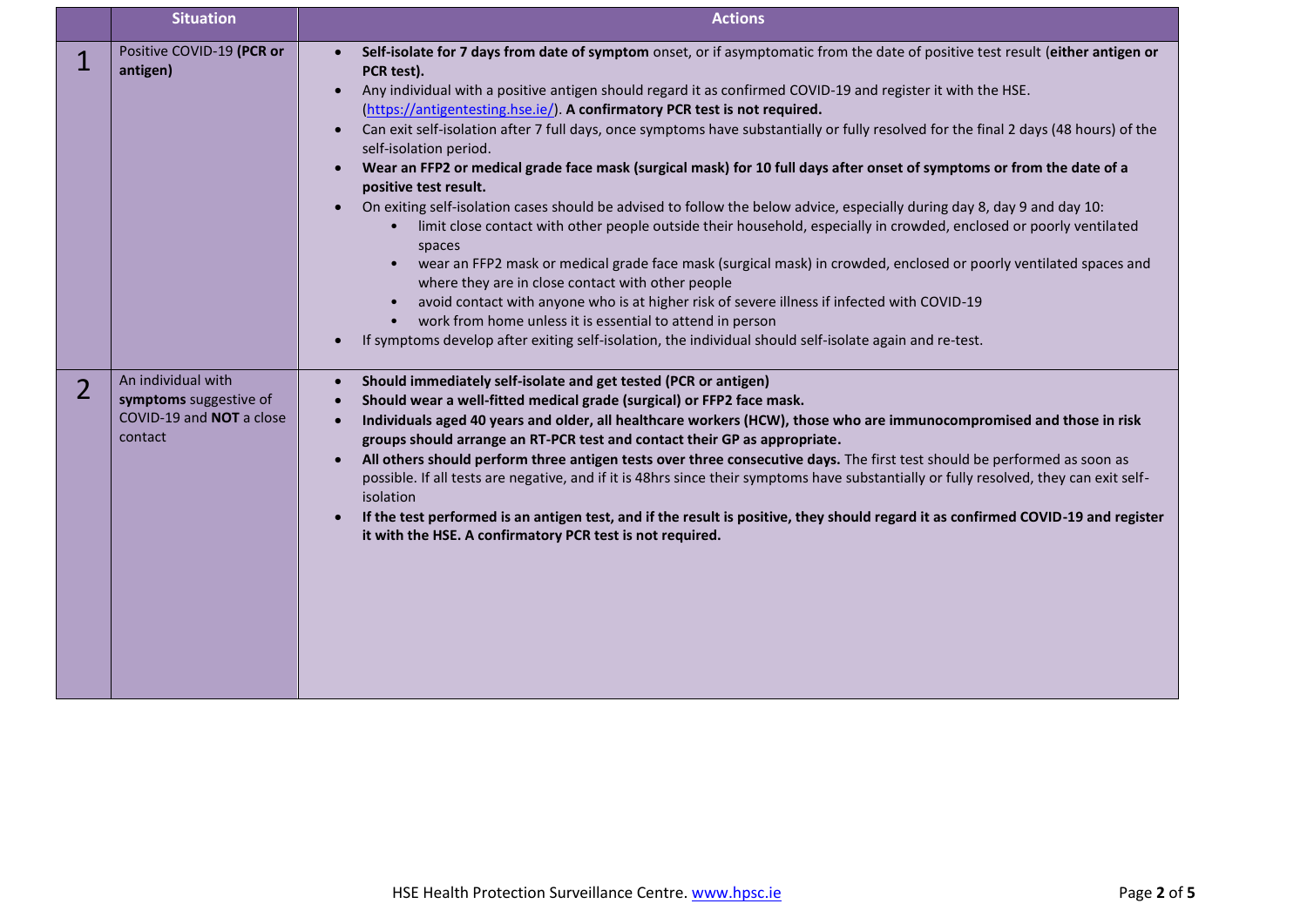| | Situation | Actions |
|---|---|---|
| 1 | Positive COVID-19 **(PCR or antigen)** | • **Self-isolate for 7 days from date of symptom** onset, or if asymptomatic from the date of positive test result (**either antigen or PCR test).**<br>• Any individual with a positive antigen should regard it as confirmed COVID-19 and register it with the HSE. (https://antigentesting.hse.ie/). **A confirmatory PCR test is not required.**<br>• Can exit self-isolation after 7 full days, once symptoms have substantially or fully resolved for the final 2 days (48 hours) of the self-isolation period.<br>• **Wear an FFP2 or medical grade face mask (surgical mask) for 10 full days after onset of symptoms or from the date of a positive test result.**<br>• On exiting self-isolation cases should be advised to follow the below advice, especially during day 8, day 9 and day 10:<br>&nbsp;&nbsp;&nbsp;&nbsp;◦ limit close contact with other people outside their household, especially in crowded, enclosed or poorly ventilated spaces<br>&nbsp;&nbsp;&nbsp;&nbsp;◦ wear an FFP2 mask or medical grade face mask (surgical mask) in crowded, enclosed or poorly ventilated spaces and where they are in close contact with other people<br>&nbsp;&nbsp;&nbsp;&nbsp;◦ avoid contact with anyone who is at higher risk of severe illness if infected with COVID-19<br>&nbsp;&nbsp;&nbsp;&nbsp;◦ work from home unless it is essential to attend in person<br>• If symptoms develop after exiting self-isolation, the individual should self-isolate again and re-test. |
| 2 | An individual with **symptoms** suggestive of COVID-19 and **NOT** a close contact | • **Should immediately self-isolate and get tested (PCR or antigen)**<br>• **Should wear a well-fitted medical grade (surgical) or FFP2 face mask.**<br>• **Individuals aged 40 years and older, all healthcare workers (HCW), those who are immunocompromised and those in risk groups should arrange an RT-PCR test and contact their GP as appropriate.**<br>• **All others should perform three antigen tests over three consecutive days.** The first test should be performed as soon as possible. If all tests are negative, and if it is 48hrs since their symptoms have substantially or fully resolved, they can exit self-isolation<br>• **If the test performed is an antigen test, and if the result is positive, they should regard it as confirmed COVID-19 and register it with the HSE. A confirmatory PCR test is not required.** |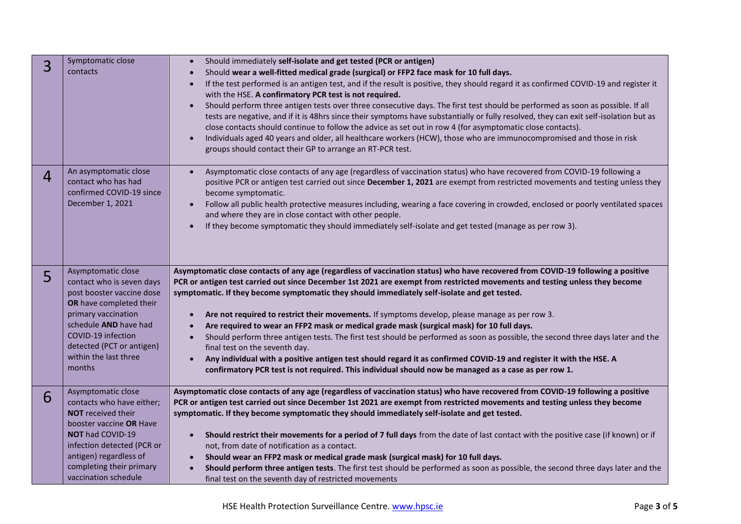| | | |
|---|---|---|
| 3 | Symptomatic close contacts | • Should immediately **self-isolate and get tested (PCR or antigen)**<br>• Should **wear a well-fitted medical grade (surgical) or FFP2 face mask for 10 full days.**<br>• If the test performed is an antigen test, and if the result is positive, they should regard it as confirmed COVID-19 and register it with the HSE. **A confirmatory PCR test is not required.**<br>• Should perform three antigen tests over three consecutive days. The first test should be performed as soon as possible. If all tests are negative, and if it is 48hrs since their symptoms have substantially or fully resolved, they can exit self-isolation but as close contacts should continue to follow the advice as set out in row 4 (for asymptomatic close contacts).<br>• Individuals aged 40 years and older, all healthcare workers (HCW), those who are immunocompromised and those in risk groups should contact their GP to arrange an RT-PCR test. |
| 4 | An asymptomatic close contact who has had confirmed COVID-19 since December 1, 2021 | • Asymptomatic close contacts of any age (regardless of vaccination status) who have recovered from COVID-19 following a positive PCR or antigen test carried out since **December 1, 2021** are exempt from restricted movements and testing unless they become symptomatic.<br>• Follow all public health protective measures including, wearing a face covering in crowded, enclosed or poorly ventilated spaces and where they are in close contact with other people.<br>• If they become symptomatic they should immediately self-isolate and get tested (manage as per row 3). |
| 5 | Asymptomatic close contact who is seven days post booster vaccine dose **OR** have completed their primary vaccination schedule **AND** have had COVID-19 infection detected (PCT or antigen) within the last three months | **Asymptomatic close contacts of any age (regardless of vaccination status) who have recovered from COVID-19 following a positive PCR or antigen test carried out since December 1st 2021 are exempt from restricted movements and testing unless they become symptomatic. If they become symptomatic they should immediately self-isolate and get tested.**<br>• **Are not required to restrict their movements.** If symptoms develop, please manage as per row 3.<br>• **Are required to wear an FFP2 mask or medical grade mask (surgical mask) for 10 full days.**<br>• Should perform three antigen tests. The first test should be performed as soon as possible, the second three days later and the final test on the seventh day.<br>• **Any individual with a positive antigen test should regard it as confirmed COVID-19 and register it with the HSE. A confirmatory PCR test is not required. This individual should now be managed as a case as per row 1.** |
| 6 | Asymptomatic close contacts who have either; **NOT** received their booster vaccine **OR** Have **NOT** had COVID-19 infection detected (PCR or antigen) regardless of completing their primary vaccination schedule | **Asymptomatic close contacts of any age (regardless of vaccination status) who have recovered from COVID-19 following a positive PCR or antigen test carried out since December 1st 2021 are exempt from restricted movements and testing unless they become symptomatic. If they become symptomatic they should immediately self-isolate and get tested.**<br>• **Should restrict their movements for a period of 7 full days** from the date of last contact with the positive case (if known) or if not, from date of notification as a contact.<br>• **Should wear an FFP2 mask or medical grade mask (surgical mask) for 10 full days.**<br>• **Should perform three antigen tests**. The first test should be performed as soon as possible, the second three days later and the final test on the seventh day of restricted movements |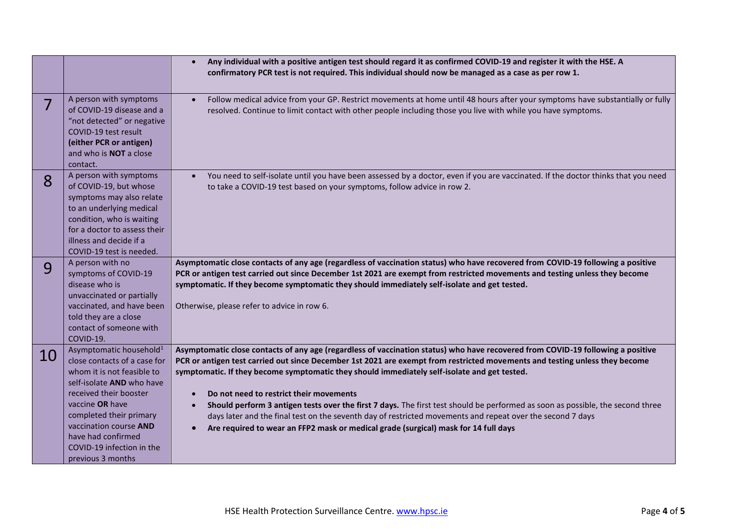| | | |
|---|---|---|
| | | • **Any individual with a positive antigen test should regard it as confirmed COVID-19 and register it with the HSE. A confirmatory PCR test is not required. This individual should now be managed as a case as per row 1.** |
| 7 | A person with symptoms of COVID-19 disease and a "not detected" or negative COVID-19 test result **(either PCR or antigen)** and who is **NOT** a close contact. | • Follow medical advice from your GP. Restrict movements at home until 48 hours after your symptoms have substantially or fully resolved. Continue to limit contact with other people including those you live with while you have symptoms. |
| 8 | A person with symptoms of COVID-19, but whose symptoms may also relate to an underlying medical condition, who is waiting for a doctor to assess their illness and decide if a COVID-19 test is needed. | • You need to self-isolate until you have been assessed by a doctor, even if you are vaccinated. If the doctor thinks that you need to take a COVID-19 test based on your symptoms, follow advice in row 2. |
| 9 | A person with no symptoms of COVID-19 disease who is unvaccinated or partially vaccinated, and have been told they are a close contact of someone with COVID-19. | **Asymptomatic close contacts of any age (regardless of vaccination status) who have recovered from COVID-19 following a positive PCR or antigen test carried out since December 1st 2021 are exempt from restricted movements and testing unless they become symptomatic. If they become symptomatic they should immediately self-isolate and get tested.**<br><br>Otherwise, please refer to advice in row 6. |
| 10 | Asymptomatic household[1] close contacts of a case for whom it is not feasible to self-isolate **AND** who have received their booster vaccine **OR** have completed their primary vaccination course **AND** have had confirmed COVID-19 infection in the previous 3 months | **Asymptomatic close contacts of any age (regardless of vaccination status) who have recovered from COVID-19 following a positive PCR or antigen test carried out since December 1st 2021 are exempt from restricted movements and testing unless they become symptomatic. If they become symptomatic they should immediately self-isolate and get tested.**<br><br>• **Do not need to restrict their movements**<br>• **Should perform 3 antigen tests over the first 7 days.** The first test should be performed as soon as possible, the second three days later and the final test on the seventh day of restricted movements and repeat over the second 7 days<br>• **Are required to wear an FFP2 mask or medical grade (surgical) mask for 14 full days** |

HSE Health Protection Surveillance Centre. www.hpsc.ie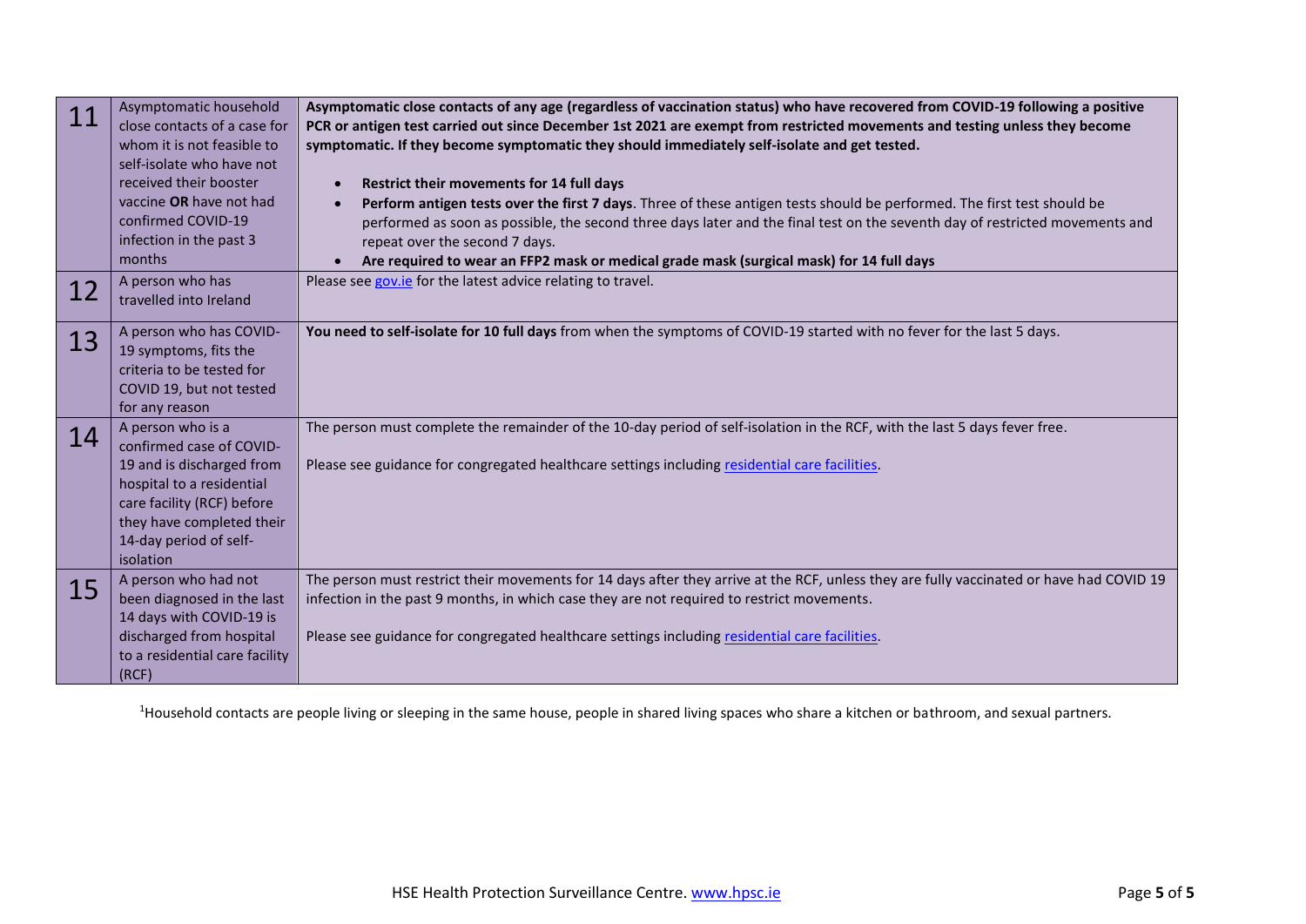| | | |
|---|---|---|
| 11 | Asymptomatic household close contacts of a case for whom it is not feasible to self-isolate who have not received their booster vaccine **OR** have not had confirmed COVID-19 infection in the past 3 months | **Asymptomatic close contacts of any age (regardless of vaccination status) who have recovered from COVID-19 following a positive PCR or antigen test carried out since December 1st 2021 are exempt from restricted movements and testing unless they become symptomatic. If they become symptomatic they should immediately self-isolate and get tested.**<br><br>• **Restrict their movements for 14 full days**<br>• **Perform antigen tests over the first 7 days**. Three of these antigen tests should be performed. The first test should be performed as soon as possible, the second three days later and the final test on the seventh day of restricted movements and repeat over the second 7 days.<br>• **Are required to wear an FFP2 mask or medical grade mask (surgical mask) for 14 full days** |
| 12 | A person who has travelled into Ireland | Please see gov.ie for the latest advice relating to travel. |
| 13 | A person who has COVID-19 symptoms, fits the criteria to be tested for COVID 19, but not tested for any reason | **You need to self-isolate for 10 full days** from when the symptoms of COVID-19 started with no fever for the last 5 days. |
| 14 | A person who is a confirmed case of COVID-19 and is discharged from hospital to a residential care facility (RCF) before they have completed their 14-day period of self-isolation | The person must complete the remainder of the 10-day period of self-isolation in the RCF, with the last 5 days fever free.<br><br>Please see guidance for congregated healthcare settings including residential care facilities. |
| 15 | A person who had not been diagnosed in the last 14 days with COVID-19 is discharged from hospital to a residential care facility (RCF) | The person must restrict their movements for 14 days after they arrive at the RCF, unless they are fully vaccinated or have had COVID 19 infection in the past 9 months, in which case they are not required to restrict movements.<br><br>Please see guidance for congregated healthcare settings including residential care facilities. |

[1]Household contacts are people living or sleeping in the same house, people in shared living spaces who share a kitchen or bathroom, and sexual partners.

HSE Health Protection Surveillance Centre. www.hpsc.ie